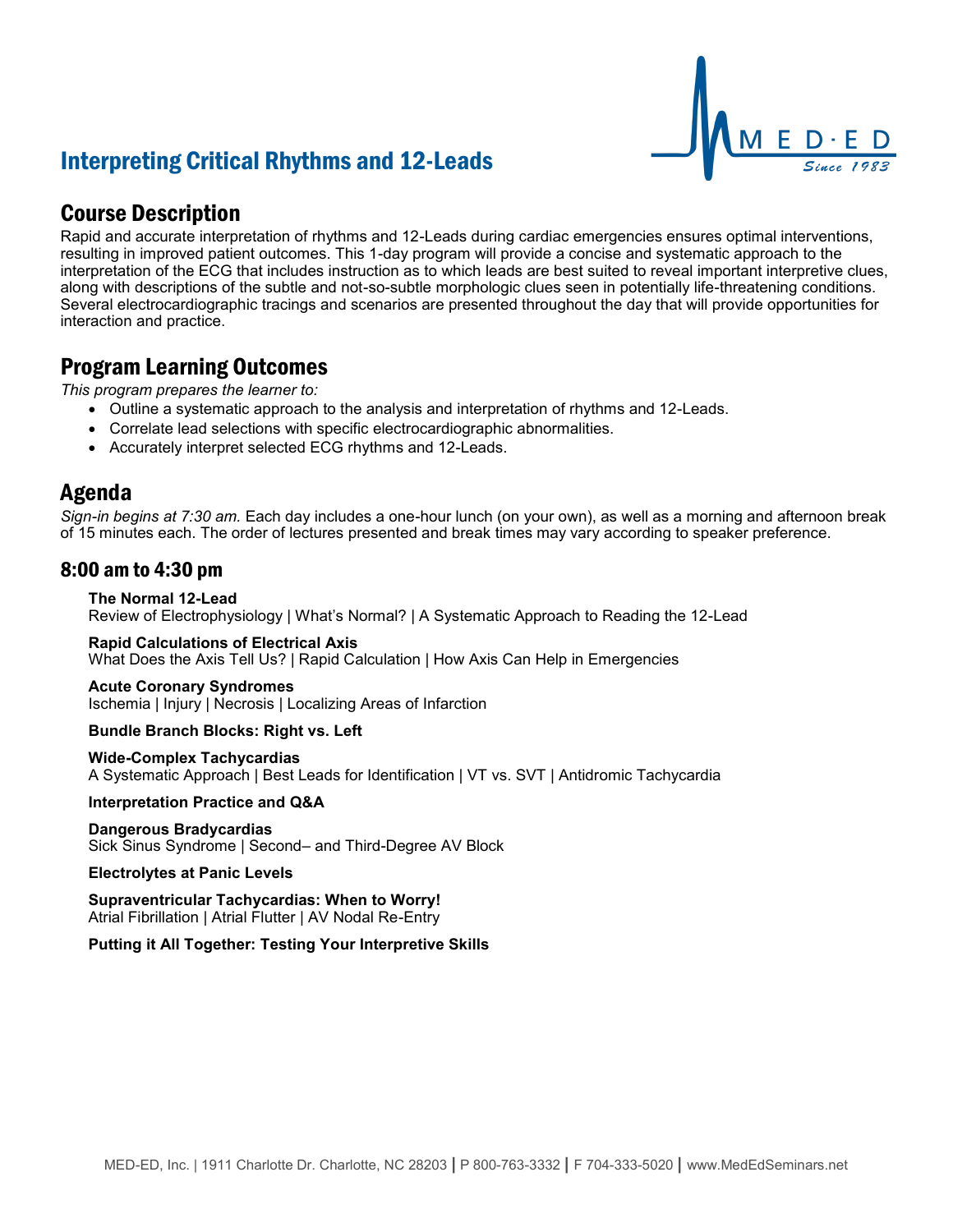# Interpreting Critical Rhythms and 12-Leads

MED·ED Since 1983

## Course Description

Rapid and accurate interpretation of rhythms and 12-Leads during cardiac emergencies ensures optimal interventions, resulting in improved patient outcomes. This 1-day program will provide a concise and systematic approach to the interpretation of the ECG that includes instruction as to which leads are best suited to reveal important interpretive clues, along with descriptions of the subtle and not-so-subtle morphologic clues seen in potentially life-threatening conditions. Several electrocardiographic tracings and scenarios are presented throughout the day that will provide opportunities for interaction and practice.

## Program Learning Outcomes

*This program prepares the learner to:*

- Outline a systematic approach to the analysis and interpretation of rhythms and 12-Leads.
- Correlate lead selections with specific electrocardiographic abnormalities.
- Accurately interpret selected ECG rhythms and 12-Leads.

## Agenda

*Sign-in begins at 7:30 am.* Each day includes a one-hour lunch (on your own), as well as a morning and afternoon break of 15 minutes each. The order of lectures presented and break times may vary according to speaker preference.

### 8:00 am to 4:30 pm

**The Normal 12-Lead**
Review of Electrophysiology | What's Normal? | A Systematic Approach to Reading the 12-Lead

**Rapid Calculations of Electrical Axis**
What Does the Axis Tell Us? | Rapid Calculation | How Axis Can Help in Emergencies

**Acute Coronary Syndromes**
Ischemia | Injury | Necrosis | Localizing Areas of Infarction

**Bundle Branch Blocks: Right vs. Left**

**Wide-Complex Tachycardias**
A Systematic Approach | Best Leads for Identification | VT vs. SVT | Antidromic Tachycardia

**Interpretation Practice and Q&A**

**Dangerous Bradycardias**
Sick Sinus Syndrome | Second– and Third-Degree AV Block

**Electrolytes at Panic Levels**

**Supraventricular Tachycardias: When to Worry!**
Atrial Fibrillation | Atrial Flutter | AV Nodal Re-Entry

**Putting it All Together: Testing Your Interpretive Skills**

MED-ED, Inc. | 1911 Charlotte Dr. Charlotte, NC 28203 | P 800-763-3332 | F 704-333-5020 | www.MedEdSeminars.net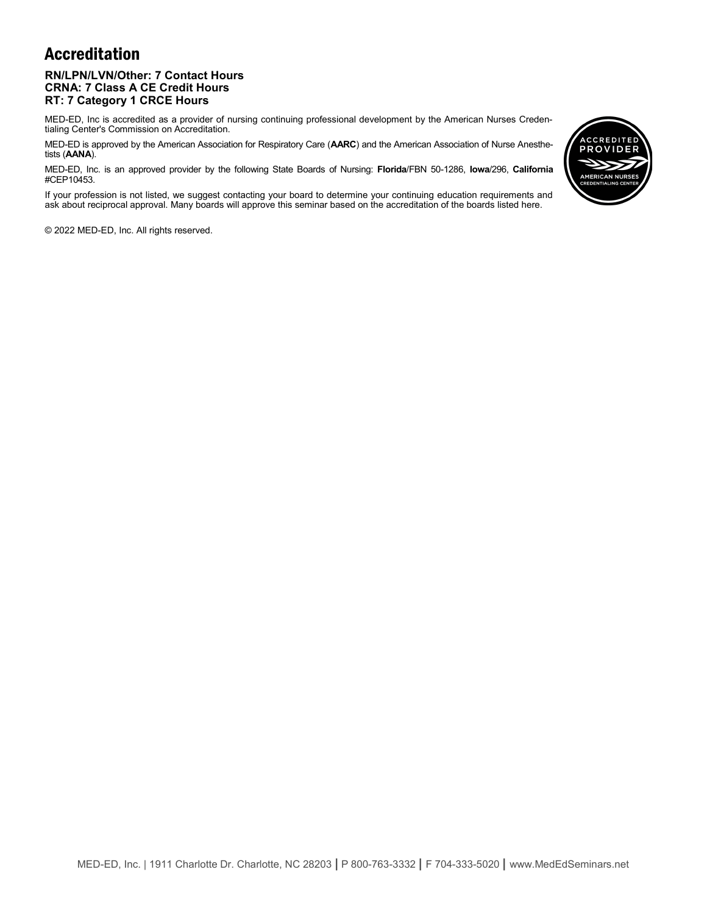# Accreditation

**RN/LPN/LVN/Other: 7 Contact Hours**
**CRNA: 7 Class A CE Credit Hours**
**RT: 7 Category 1 CRCE Hours**

MED-ED, Inc is accredited as a provider of nursing continuing professional development by the American Nurses Credentialing Center's Commission on Accreditation.

MED-ED is approved by the American Association for Respiratory Care (**AARC**) and the American Association of Nurse Anesthetists (**AANA**).

MED-ED, Inc. is an approved provider by the following State Boards of Nursing: **Florida**/FBN 50-1286, **Iowa**/296, **California** #CEP10453.

If your profession is not listed, we suggest contacting your board to determine your continuing education requirements and ask about reciprocal approval. Many boards will approve this seminar based on the accreditation of the boards listed here.

© 2022 MED-ED, Inc. All rights reserved.

MED-ED, Inc. | 1911 Charlotte Dr. Charlotte, NC 28203 | P 800-763-3332 | F 704-333-5020 | www.MedEdSeminars.net